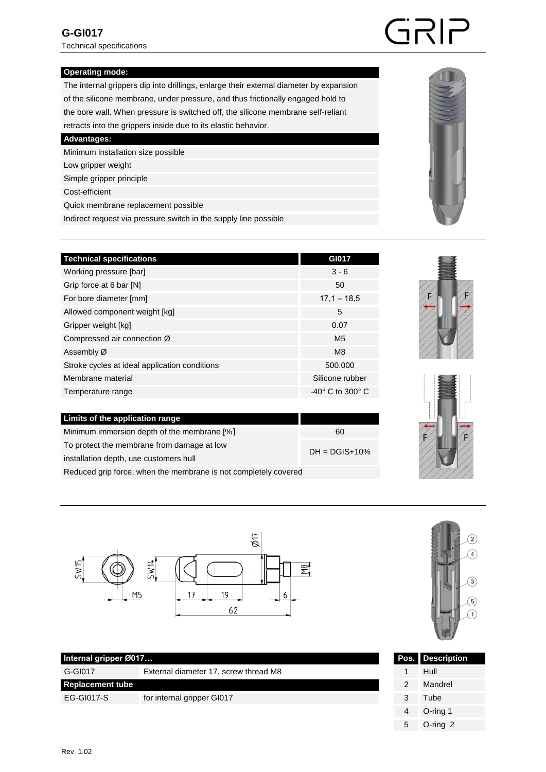# G-GI017

Technical specifications

## Operating mode:

The internal grippers dip into drillings, enlarge their external diameter by expansion of the silicone membrane, under pressure, and thus frictionally engaged hold to the bore wall. When pressure is switched off, the silicone membrane self-reliant retracts into the grippers inside due to its elastic behavior.

## Advantages:

- Minimum installation size possible
- Low gripper weight
- Simple gripper principle
- Cost-efficient
- Quick membrane replacement possible
- Indirect request via pressure switch in the supply line possible

| Technical specifications | GI017 |
|---|---|
| Working pressure [bar] | 3 - 6 |
| Grip force at 6 bar [N] | 50 |
| For bore diameter [mm] | 17,1 – 18,5 |
| Allowed component weight [kg] | 5 |
| Gripper weight [kg] | 0.07 |
| Compressed air connection Ø | M5 |
| Assembly Ø | M8 |
| Stroke cycles at ideal application conditions | 500.000 |
| Membrane material | Silicone rubber |
| Temperature range | -40° C to 300° C |

| Limits of the application range | |
|---|---|
| Minimum immersion depth of the membrane [%] | 60 |
| To protect the membrane from damage at low installation depth, use customers hull | DH = DGIS+10% |
| Reduced grip force, when the membrane is not completely covered | |

| Internal gripper Ø017… | |
|---|---|
| G-GI017 | External diameter 17, screw thread M8 |
| **Replacement tube** | |
| EG-GI017-S | for internal gripper GI017 |

| Pos. | Description |
|---|---|
| 1 | Hull |
| 2 | Mandrel |
| 3 | Tube |
| 4 | O-ring 1 |
| 5 | O-ring 2 |

Rev. 1.02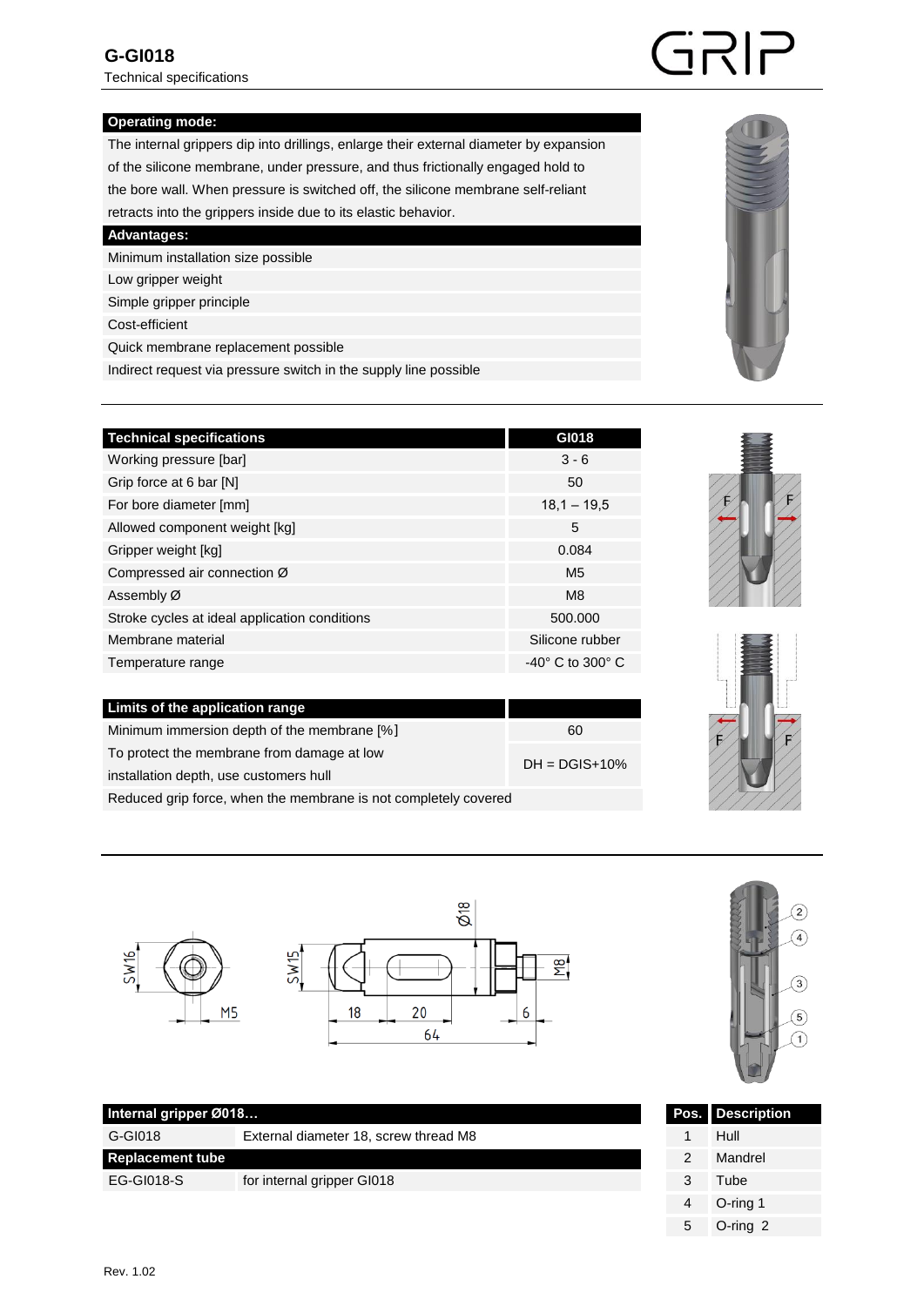# G-GI018

Technical specifications

| Operating mode: |
|---|
| The internal grippers dip into drillings, enlarge their external diameter by expansion of the silicone membrane, under pressure, and thus frictionally engaged hold to the bore wall. When pressure is switched off, the silicone membrane self-reliant retracts into the grippers inside due to its elastic behavior. |

| Advantages: |
|---|
| Minimum installation size possible |
| Low gripper weight |
| Simple gripper principle |
| Cost-efficient |
| Quick membrane replacement possible |
| Indirect request via pressure switch in the supply line possible |

| Technical specifications | GI018 |
|---|---|
| Working pressure [bar] | 3 - 6 |
| Grip force at 6 bar [N] | 50 |
| For bore diameter [mm] | 18,1 – 19,5 |
| Allowed component weight [kg] | 5 |
| Gripper weight [kg] | 0.084 |
| Compressed air connection Ø | M5 |
| Assembly Ø | M8 |
| Stroke cycles at ideal application conditions | 500.000 |
| Membrane material | Silicone rubber |
| Temperature range | -40° C to 300° C |

| Limits of the application range | |
|---|---|
| Minimum immersion depth of the membrane [%] | 60 |
| To protect the membrane from damage at low installation depth, use customers hull | DH = DGIS+10% |
| Reduced grip force, when the membrane is not completely covered | |

| Internal gripper Ø018… | |
|---|---|
| G-GI018 | External diameter 18, screw thread M8 |
| **Replacement tube** | |
| EG-GI018-S | for internal gripper GI018 |

| Pos. | Description |
|---|---|
| 1 | Hull |
| 2 | Mandrel |
| 3 | Tube |
| 4 | O-ring 1 |
| 5 | O-ring 2 |

Rev. 1.02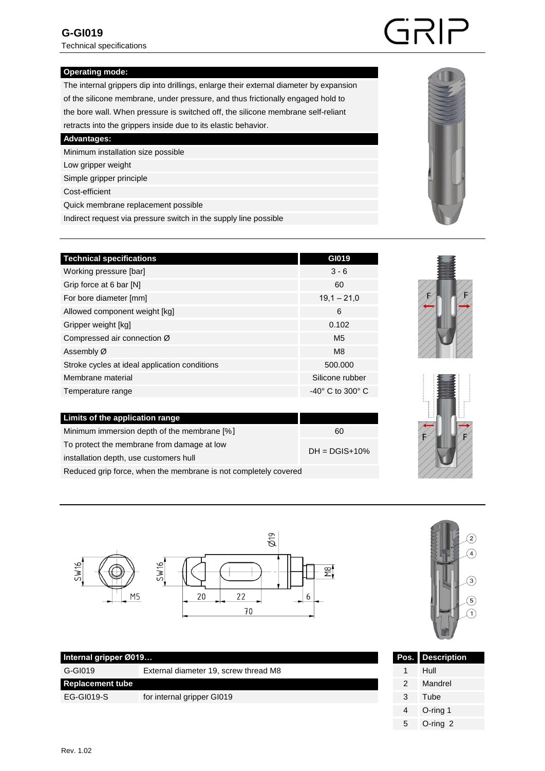# G-GI019

Technical specifications

| Operating mode: |
|---|
| The internal grippers dip into drillings, enlarge their external diameter by expansion of the silicone membrane, under pressure, and thus frictionally engaged hold to the bore wall. When pressure is switched off, the silicone membrane self-reliant retracts into the grippers inside due to its elastic behavior. |

| Advantages: |
|---|
| Minimum installation size possible |
| Low gripper weight |
| Simple gripper principle |
| Cost-efficient |
| Quick membrane replacement possible |
| Indirect request via pressure switch in the supply line possible |

| Technical specifications | GI019 |
|---|---|
| Working pressure [bar] | 3 - 6 |
| Grip force at 6 bar [N] | 60 |
| For bore diameter [mm] | 19,1 – 21,0 |
| Allowed component weight [kg] | 6 |
| Gripper weight [kg] | 0.102 |
| Compressed air connection Ø | M5 |
| Assembly Ø | M8 |
| Stroke cycles at ideal application conditions | 500.000 |
| Membrane material | Silicone rubber |
| Temperature range | -40° C to 300° C |

| Limits of the application range | |
|---|---|
| Minimum immersion depth of the membrane [%] | 60 |
| To protect the membrane from damage at low installation depth, use customers hull | DH = DGIS+10% |
| Reduced grip force, when the membrane is not completely covered | |

| Internal gripper Ø019… | |
|---|---|
| G-GI019 | External diameter 19, screw thread M8 |
| **Replacement tube** | |
| EG-GI019-S | for internal gripper GI019 |

| Pos. | Description |
|---|---|
| 1 | Hull |
| 2 | Mandrel |
| 3 | Tube |
| 4 | O-ring 1 |
| 5 | O-ring 2 |

Rev. 1.02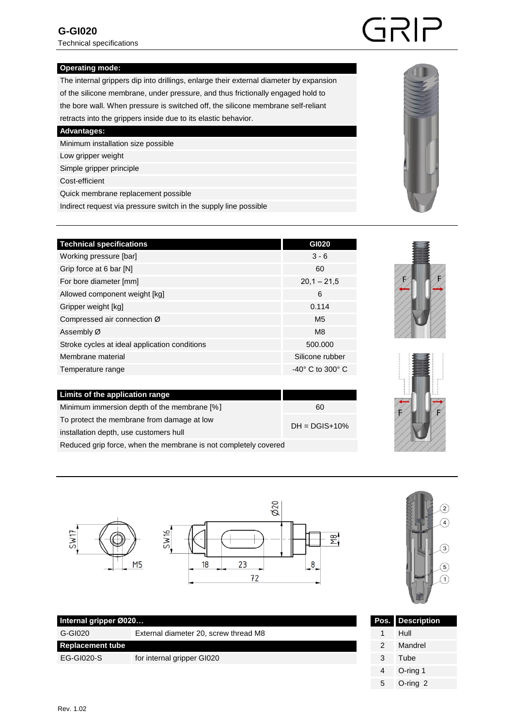# G-GI020

Technical specifications

GRIP

| Operating mode: |
|---|
| The internal grippers dip into drillings, enlarge their external diameter by expansion of the silicone membrane, under pressure, and thus frictionally engaged hold to the bore wall. When pressure is switched off, the silicone membrane self-reliant retracts into the grippers inside due to its elastic behavior. |

| Advantages: |
|---|
| Minimum installation size possible |
| Low gripper weight |
| Simple gripper principle |
| Cost-efficient |
| Quick membrane replacement possible |
| Indirect request via pressure switch in the supply line possible |

| Technical specifications | GI020 |
|---|---|
| Working pressure [bar] | 3 - 6 |
| Grip force at 6 bar [N] | 60 |
| For bore diameter [mm] | 20,1 – 21,5 |
| Allowed component weight [kg] | 6 |
| Gripper weight [kg] | 0.114 |
| Compressed air connection Ø | M5 |
| Assembly Ø | M8 |
| Stroke cycles at ideal application conditions | 500.000 |
| Membrane material | Silicone rubber |
| Temperature range | -40° C to 300° C |

F F

F F

| Limits of the application range | |
|---|---|
| Minimum immersion depth of the membrane [%] | 60 |
| To protect the membrane from damage at low installation depth, use customers hull | DH = DGIS+10% |
| Reduced grip force, when the membrane is not completely covered | |

SW17

M5

SW16

Ø20

M8

18

23

8

72

| Internal gripper Ø020… | |
|---|---|
| G-GI020 | External diameter 20, screw thread M8 |
| **Replacement tube** | |
| EG-GI020-S | for internal gripper GI020 |

| Pos. | Description |
|---|---|
| 1 | Hull |
| 2 | Mandrel |
| 3 | Tube |
| 4 | O-ring 1 |
| 5 | O-ring 2 |

Rev. 1.02